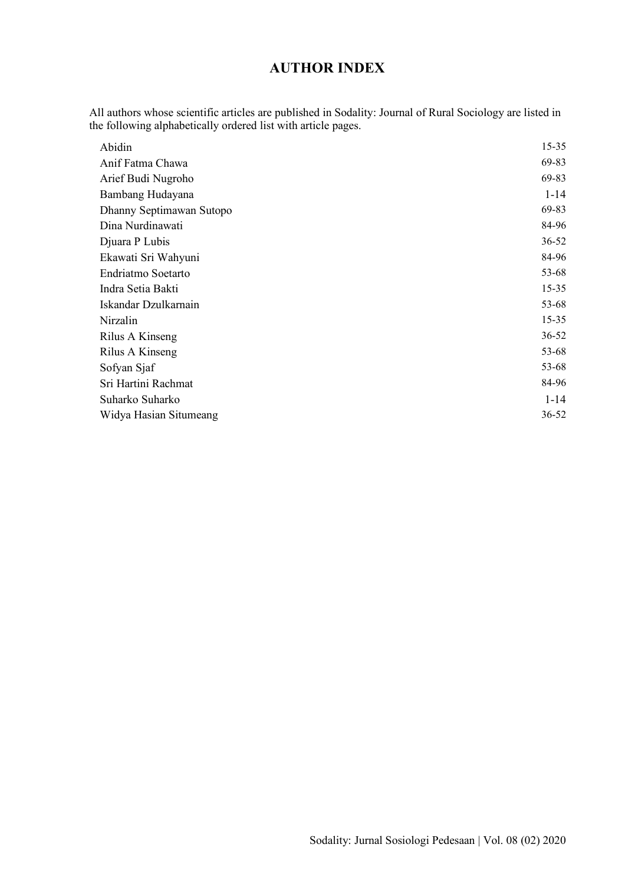# AUTHOR INDEX

All authors whose scientific articles are published in Sodality: Journal of Rural Sociology are listed in the following alphabetically ordered list with article pages.

| Author | Pages |
|---|---|
| Abidin | 15-35 |
| Anif Fatma Chawa | 69-83 |
| Arief Budi Nugroho | 69-83 |
| Bambang Hudayana | 1-14 |
| Dhanny Septimawan Sutopo | 69-83 |
| Dina Nurdinawati | 84-96 |
| Djuara P Lubis | 36-52 |
| Ekawati Sri Wahyuni | 84-96 |
| Endriatmo Soetarto | 53-68 |
| Indra Setia Bakti | 15-35 |
| Iskandar Dzulkarnain | 53-68 |
| Nirzalin | 15-35 |
| Rilus A Kinseng | 36-52 |
| Rilus A Kinseng | 53-68 |
| Sofyan Sjaf | 53-68 |
| Sri Hartini Rachmat | 84-96 |
| Suharko Suharko | 1-14 |
| Widya Hasian Situmeang | 36-52 |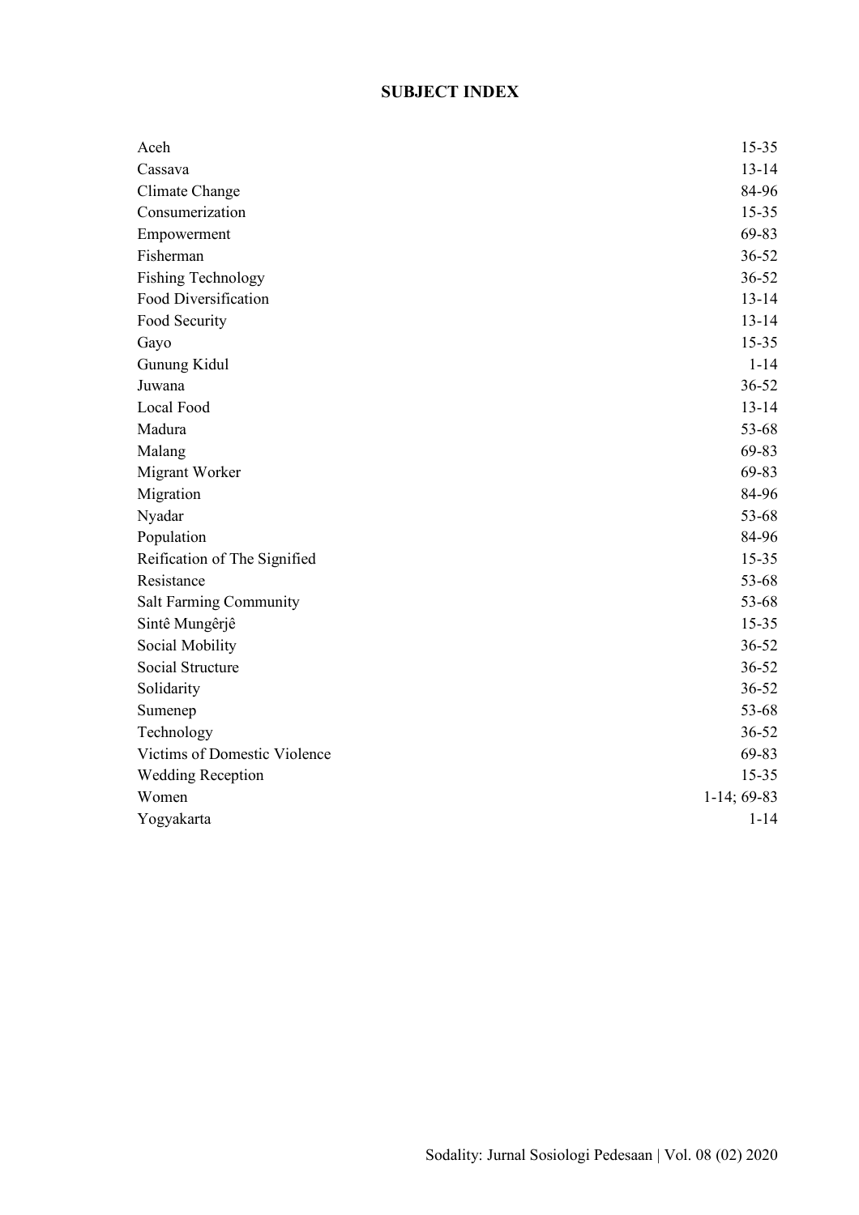# SUBJECT INDEX

| | |
|---|---|
| Aceh | 15-35 |
| Cassava | 13-14 |
| Climate Change | 84-96 |
| Consumerization | 15-35 |
| Empowerment | 69-83 |
| Fisherman | 36-52 |
| Fishing Technology | 36-52 |
| Food Diversification | 13-14 |
| Food Security | 13-14 |
| Gayo | 15-35 |
| Gunung Kidul | 1-14 |
| Juwana | 36-52 |
| Local Food | 13-14 |
| Madura | 53-68 |
| Malang | 69-83 |
| Migrant Worker | 69-83 |
| Migration | 84-96 |
| Nyadar | 53-68 |
| Population | 84-96 |
| Reification of The Signified | 15-35 |
| Resistance | 53-68 |
| Salt Farming Community | 53-68 |
| Sintê Mungêrjê | 15-35 |
| Social Mobility | 36-52 |
| Social Structure | 36-52 |
| Solidarity | 36-52 |
| Sumenep | 53-68 |
| Technology | 36-52 |
| Victims of Domestic Violence | 69-83 |
| Wedding Reception | 15-35 |
| Women | 1-14; 69-83 |
| Yogyakarta | 1-14 |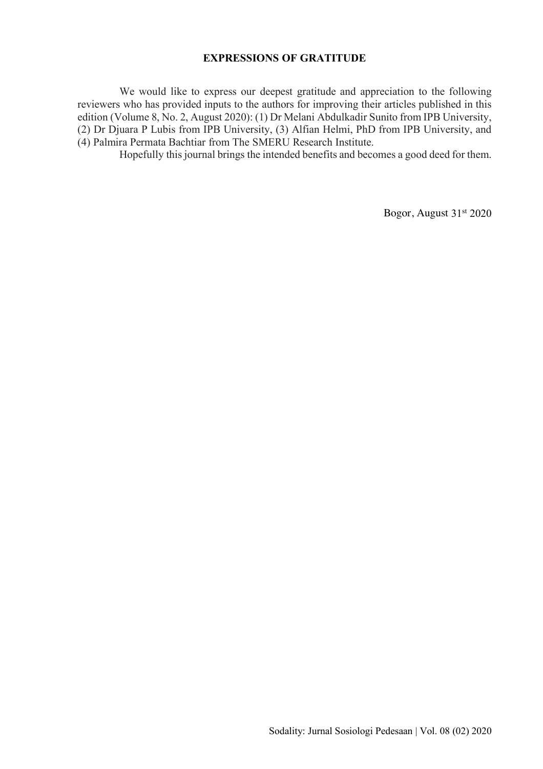## EXPRESSIONS OF GRATITUDE

We would like to express our deepest gratitude and appreciation to the following reviewers who has provided inputs to the authors for improving their articles published in this edition (Volume 8, No. 2, August 2020): (1) Dr Melani Abdulkadir Sunito from IPB University, (2) Dr Djuara P Lubis from IPB University, (3) Alfian Helmi, PhD from IPB University, and (4) Palmira Permata Bachtiar from The SMERU Research Institute.

Hopefully this journal brings the intended benefits and becomes a good deed for them.

Bogor, August 31st 2020